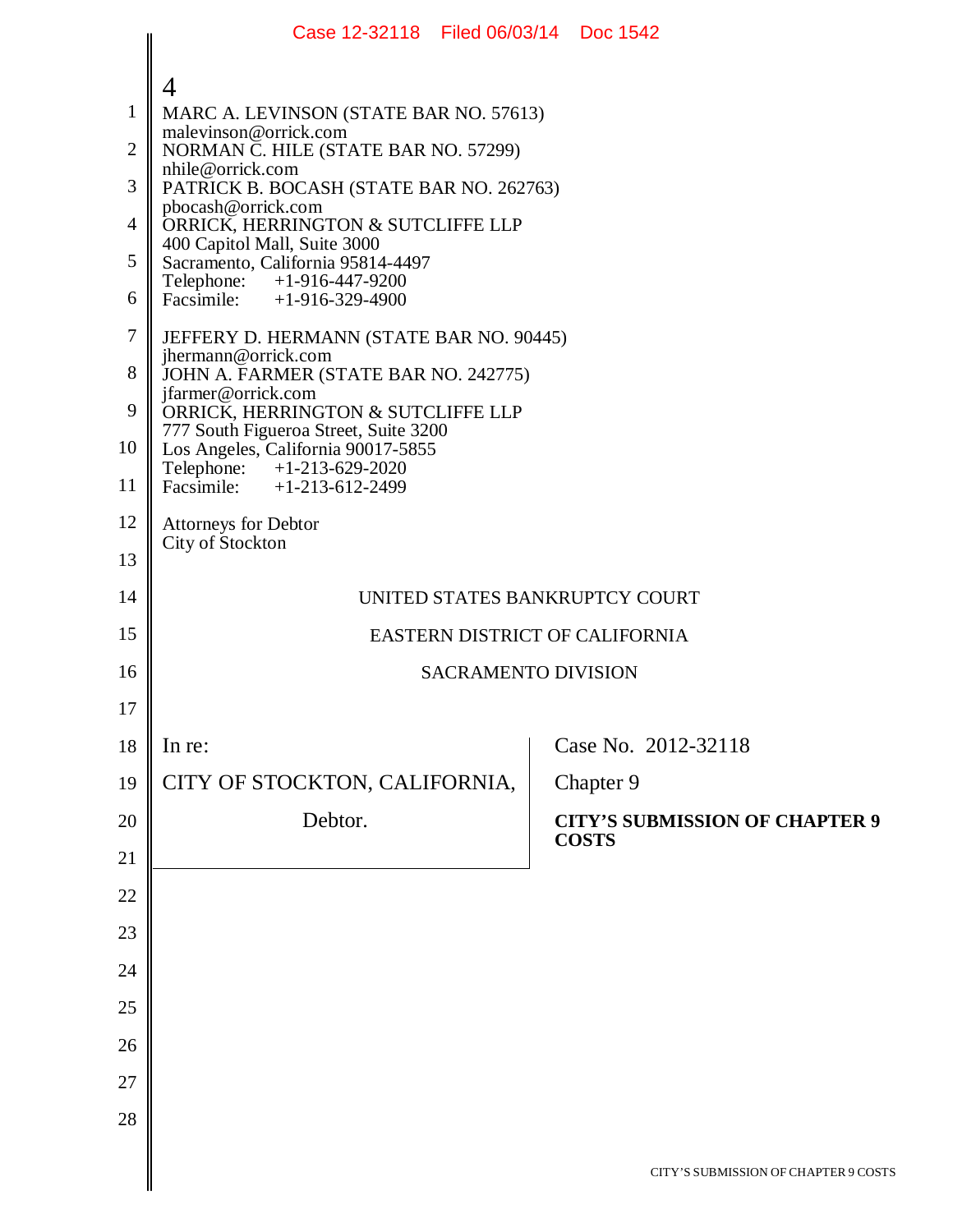4

MARC A. LEVINSON (STATE BAR NO. 57613)
malevinson@orrick.com
NORMAN C. HILE (STATE BAR NO. 57299)
nhile@orrick.com
PATRICK B. BOCASH (STATE BAR NO. 262763)
pbocash@orrick.com
ORRICK, HERRINGTON & SUTCLIFFE LLP
400 Capitol Mall, Suite 3000
Sacramento, California 95814-4497
Telephone: +1-916-447-9200
Facsimile: +1-916-329-4900

JEFFERY D. HERMANN (STATE BAR NO. 90445)
jhermann@orrick.com
JOHN A. FARMER (STATE BAR NO. 242775)
jfarmer@orrick.com
ORRICK, HERRINGTON & SUTCLIFFE LLP
777 South Figueroa Street, Suite 3200
Los Angeles, California 90017-5855
Telephone: +1-213-629-2020
Facsimile: +1-213-612-2499

Attorneys for Debtor
City of Stockton

UNITED STATES BANKRUPTCY COURT

EASTERN DISTRICT OF CALIFORNIA

SACRAMENTO DIVISION

| In re: | Case No. 2012-32118 |
|---|---|
| CITY OF STOCKTON, CALIFORNIA, | Chapter 9 |
| Debtor. | **CITY'S SUBMISSION OF CHAPTER 9 COSTS** |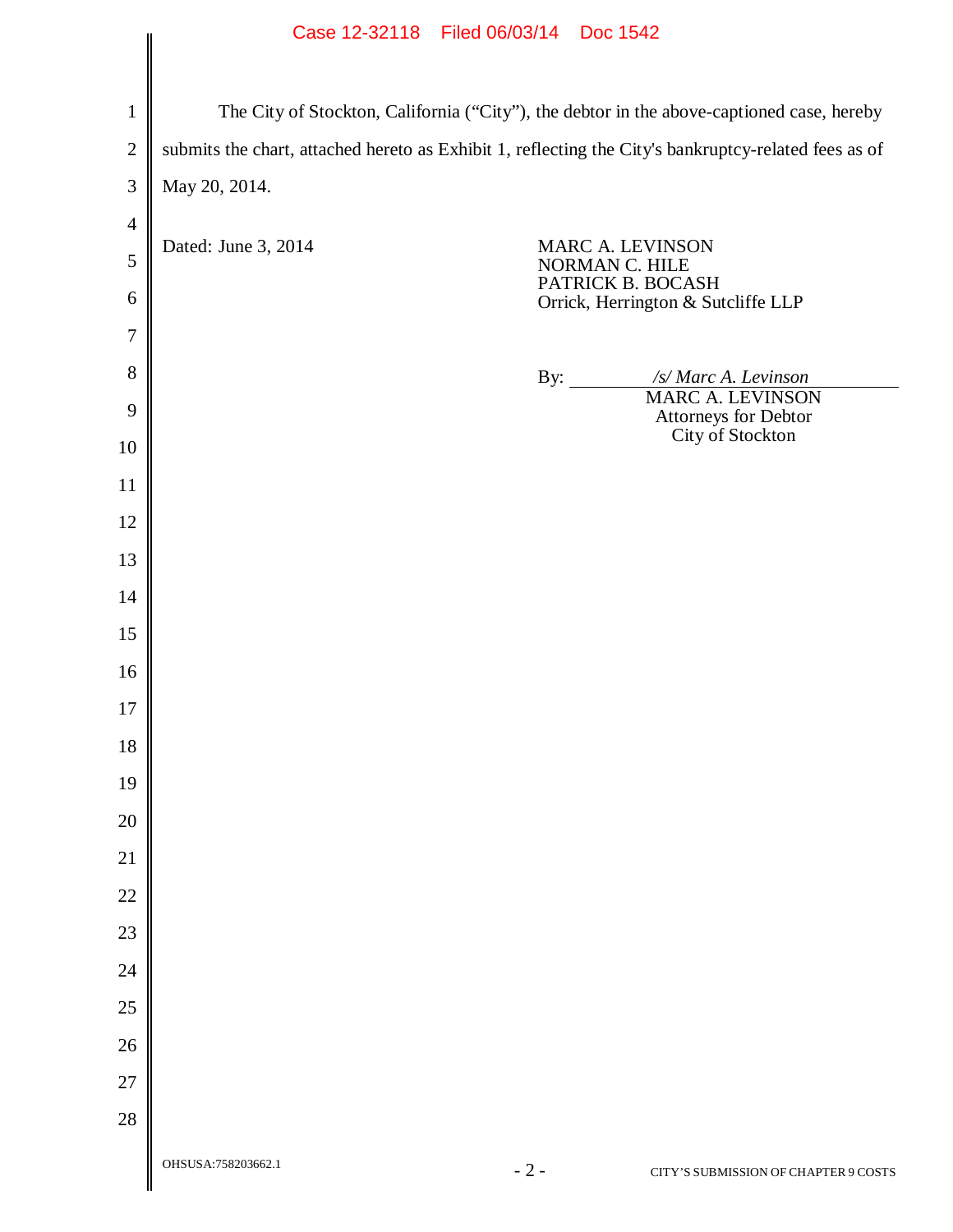The City of Stockton, California ("City"), the debtor in the above-captioned case, hereby submits the chart, attached hereto as Exhibit 1, reflecting the City's bankruptcy-related fees as of May 20, 2014.

Dated: June 3, 2014

MARC A. LEVINSON
NORMAN C. HILE
PATRICK B. BOCASH
Orrick, Herrington & Sutcliffe LLP

By: */s/ Marc A. Levinson*
MARC A. LEVINSON
Attorneys for Debtor
City of Stockton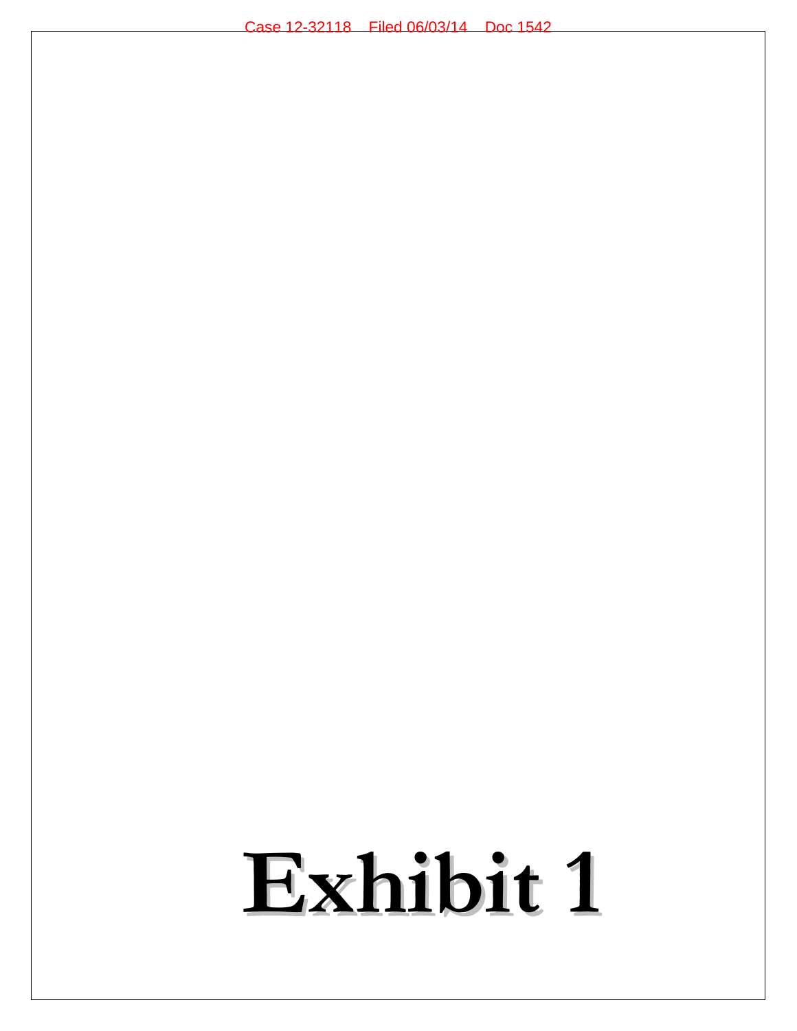# Exhibit 1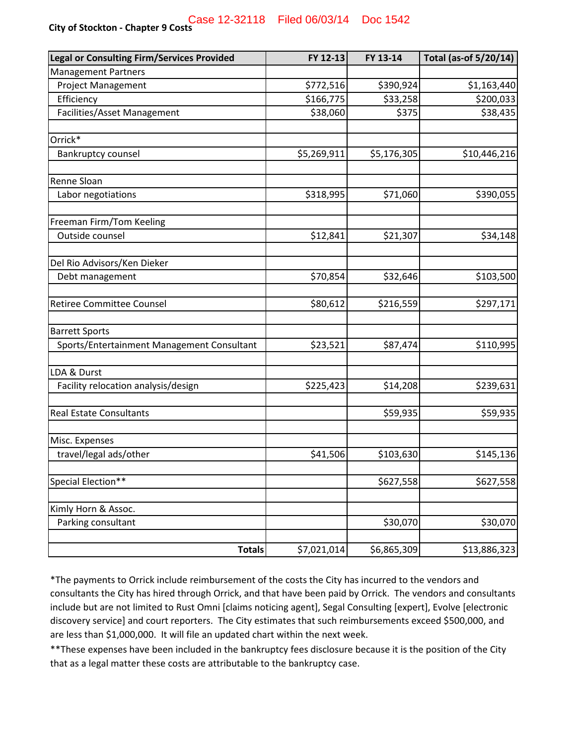**City of Stockton - Chapter 9 Costs**

Case 12-32118 Filed 06/03/14 Doc 1542

| Legal or Consulting Firm/Services Provided | FY 12-13 | FY 13-14 | Total (as-of 5/20/14) |
|---|---|---|---|
| Management Partners | | | |
| Project Management | $772,516 | $390,924 | $1,163,440 |
| Efficiency | $166,775 | $33,258 | $200,033 |
| Facilities/Asset Management | $38,060 | $375 | $38,435 |
| | | | |
| Orrick* | | | |
| Bankruptcy counsel | $5,269,911 | $5,176,305 | $10,446,216 |
| | | | |
| Renne Sloan | | | |
| Labor negotiations | $318,995 | $71,060 | $390,055 |
| | | | |
| Freeman Firm/Tom Keeling | | | |
| Outside counsel | $12,841 | $21,307 | $34,148 |
| | | | |
| Del Rio Advisors/Ken Dieker | | | |
| Debt management | $70,854 | $32,646 | $103,500 |
| | | | |
| Retiree Committee Counsel | $80,612 | $216,559 | $297,171 |
| | | | |
| Barrett Sports | | | |
| Sports/Entertainment Management Consultant | $23,521 | $87,474 | $110,995 |
| | | | |
| LDA & Durst | | | |
| Facility relocation analysis/design | $225,423 | $14,208 | $239,631 |
| | | | |
| Real Estate Consultants | | $59,935 | $59,935 |
| | | | |
| Misc. Expenses | | | |
| travel/legal ads/other | $41,506 | $103,630 | $145,136 |
| | | | |
| Special Election** | | $627,558 | $627,558 |
| | | | |
| Kimly Horn & Assoc. | | | |
| Parking consultant | | $30,070 | $30,070 |
| | | | |
| **Totals** | $7,021,014 | $6,865,309 | $13,886,323 |

*The payments to Orrick include reimbursement of the costs the City has incurred to the vendors and consultants the City has hired through Orrick, and that have been paid by Orrick. The vendors and consultants include but are not limited to Rust Omni [claims noticing agent], Segal Consulting [expert], Evolve [electronic discovery service] and court reporters. The City estimates that such reimbursements exceed $500,000, and are less than $1,000,000. It will file an updated chart within the next week.

**These expenses have been included in the bankruptcy fees disclosure because it is the position of the City that as a legal matter these costs are attributable to the bankruptcy case.